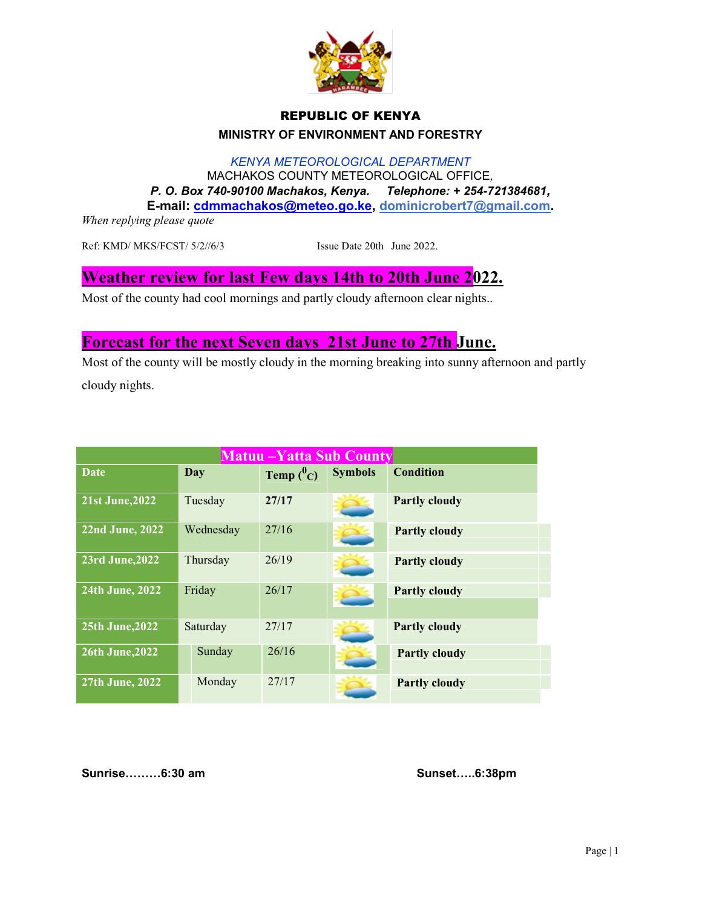**REPUBLIC OF KENYA**

**MINISTRY OF ENVIRONMENT AND FORESTRY**

*KENYA METEOROLOGICAL DEPARTMENT*

MACHAKOS COUNTY METEOROLOGICAL OFFICE,

***P. O. Box 740-90100 Machakos, Kenya. Telephone: + 254-721384681,***

**E-mail: cdmmachakos@meteo.go.ke, dominicrobert7@gmail.com.**

*When replying please quote*

Ref: KMD/ MKS/FCST/ 5/2//6/3 Issue Date 20th June 2022.

## Weather review for last Few days 14th to 20th June 2022.

Most of the county had cool mornings and partly cloudy afternoon clear nights..

## Forecast for the next Seven days 21st June to 27th June.

Most of the county will be mostly cloudy in the morning breaking into sunny afternoon and partly cloudy nights.

| Matuu –Yatta Sub County | | | | |
|---|---|---|---|---|
| **Date** | **Day** | **Temp ($^0$C)** | **Symbols** | **Condition** |
| **21st June,2022** | Tuesday | **27/17** | | **Partly cloudy** |
| **22nd June, 2022** | Wednesday | 27/16 | | **Partly cloudy** |
| **23rd June,2022** | Thursday | 26/19 | | **Partly cloudy** |
| **24th June, 2022** | Friday | 26/17 | | **Partly cloudy** |
| **25th June,2022** | Saturday | 27/17 | | **Partly cloudy** |
| **26th June,2022** | Sunday | 26/16 | | **Partly cloudy** |
| **27th June, 2022** | Monday | 27/17 | | **Partly cloudy** |

**Sunrise………6:30 am** **Sunset…..6:38pm**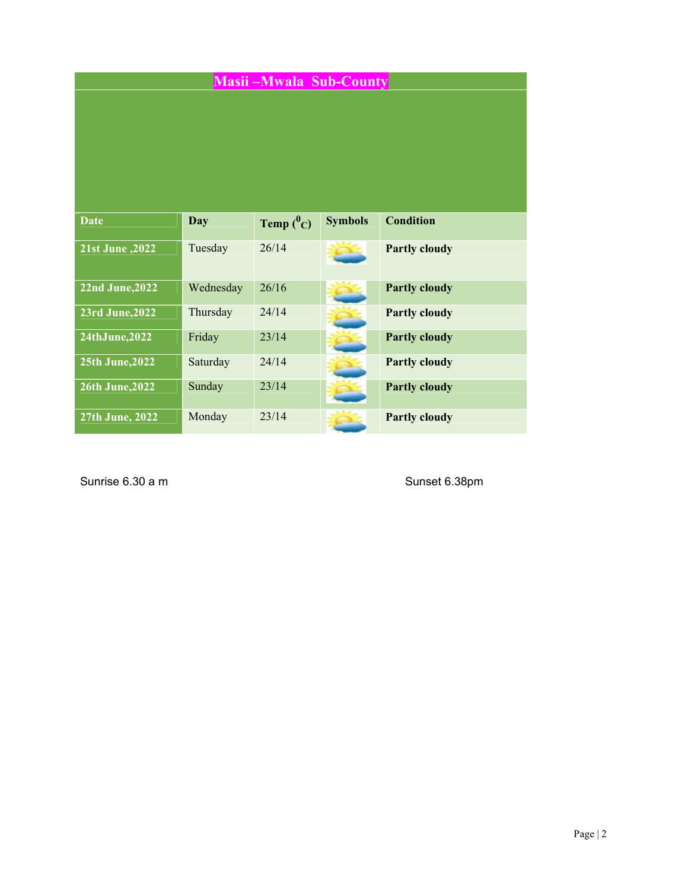## Masii –Mwala  Sub-County

| Date | Day | Temp ($^{0}C$) | Symbols | Condition |
|---|---|---|---|---|
| 21st June ,2022 | Tuesday | 26/14 | | **Partly cloudy** |
| 22nd June,2022 | Wednesday | 26/16 | | **Partly cloudy** |
| 23rd June,2022 | Thursday | 24/14 | | **Partly cloudy** |
| 24thJune,2022 | Friday | 23/14 | | **Partly cloudy** |
| 25th June,2022 | Saturday | 24/14 | | **Partly cloudy** |
| 26th June,2022 | Sunday | 23/14 | | **Partly cloudy** |
| 27th June, 2022 | Monday | 23/14 | | **Partly cloudy** |

Sunrise 6.30 a m

Sunset 6.38pm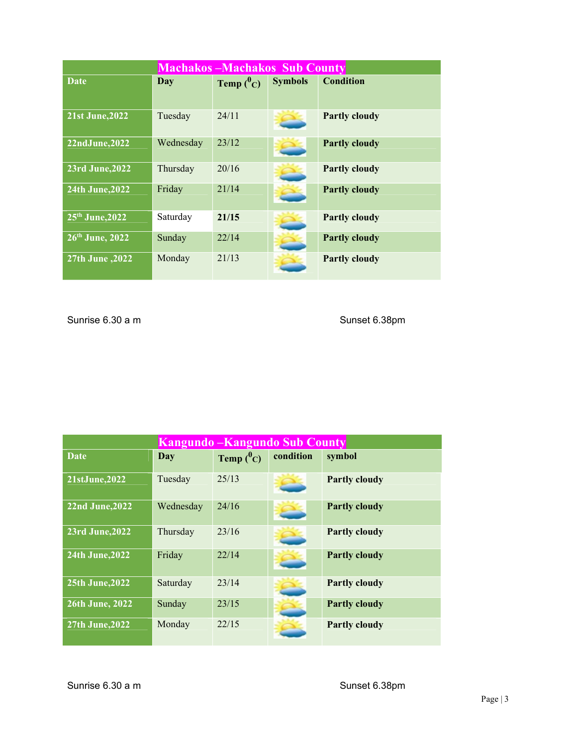| Machakos –Machakos Sub County | | | | |
|---|---|---|---|---|
| **Date** | **Day** | **Temp ($^0$C)** | **Symbols** | **Condition** |
| **21st June,2022** | Tuesday | 24/11 | | **Partly cloudy** |
| **22ndJune,2022** | Wednesday | 23/12 | | **Partly cloudy** |
| **23rd June,2022** | Thursday | 20/16 | | **Partly cloudy** |
| **24th June,2022** | Friday | 21/14 | | **Partly cloudy** |
| **25th June,2022** | Saturday | **21/15** | | **Partly cloudy** |
| **26th June, 2022** | Sunday | 22/14 | | **Partly cloudy** |
| **27th June ,2022** | Monday | 21/13 | | **Partly cloudy** |

Sunrise 6.30 a m

Sunset 6.38pm

| Kangundo –Kangundo Sub County | | | | |
|---|---|---|---|---|
| **Date** | **Day** | **Temp ($^0$C)** | **condition** | **symbol** |
| **21stJune,2022** | Tuesday | 25/13 | | **Partly cloudy** |
| **22nd June,2022** | Wednesday | 24/16 | | **Partly cloudy** |
| **23rd June,2022** | Thursday | 23/16 | | **Partly cloudy** |
| **24th June,2022** | Friday | 22/14 | | **Partly cloudy** |
| **25th June,2022** | Saturday | 23/14 | | **Partly cloudy** |
| **26th June, 2022** | Sunday | 23/15 | | **Partly cloudy** |
| **27th June,2022** | Monday | 22/15 | | **Partly cloudy** |

Sunrise 6.30 a m

Sunset 6.38pm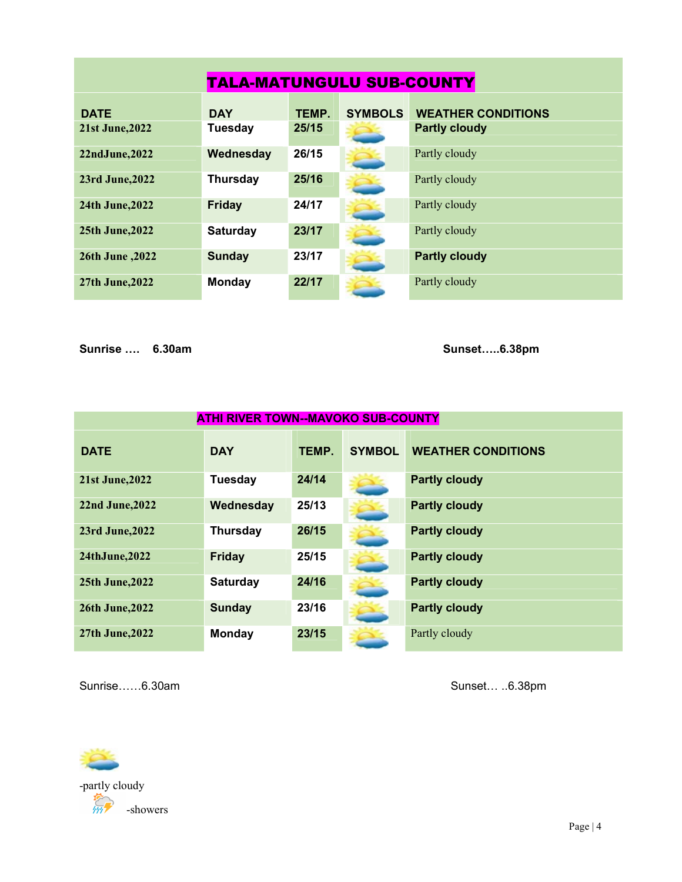## TALA-MATUNGULU SUB-COUNTY

| DATE | DAY | TEMP. | SYMBOLS | WEATHER CONDITIONS |
|---|---|---|---|---|
| 21st June,2022 | Tuesday | 25/15 | | Partly cloudy |
| 22ndJune,2022 | Wednesday | 26/15 | | Partly cloudy |
| 23rd June,2022 | Thursday | 25/16 | | Partly cloudy |
| 24th June,2022 | Friday | 24/17 | | Partly cloudy |
| 25th June,2022 | Saturday | 23/17 | | Partly cloudy |
| 26th June ,2022 | Sunday | 23/17 | | Partly cloudy |
| 27th June,2022 | Monday | 22/17 | | Partly cloudy |

**Sunrise …. 6.30am** **Sunset…..6.38pm**

## ATHI RIVER TOWN--MAVOKO SUB-COUNTY

| DATE | DAY | TEMP. | SYMBOL | WEATHER CONDITIONS |
|---|---|---|---|---|
| 21st June,2022 | Tuesday | 24/14 | | Partly cloudy |
| 22nd June,2022 | Wednesday | 25/13 | | Partly cloudy |
| 23rd June,2022 | Thursday | 26/15 | | Partly cloudy |
| 24thJune,2022 | Friday | 25/15 | | Partly cloudy |
| 25th June,2022 | Saturday | 24/16 | | Partly cloudy |
| 26th June,2022 | Sunday | 23/16 | | Partly cloudy |
| 27th June,2022 | Monday | 23/15 | | Partly cloudy |

Sunrise……6.30am Sunset… ..6.38pm

-partly cloudy

-showers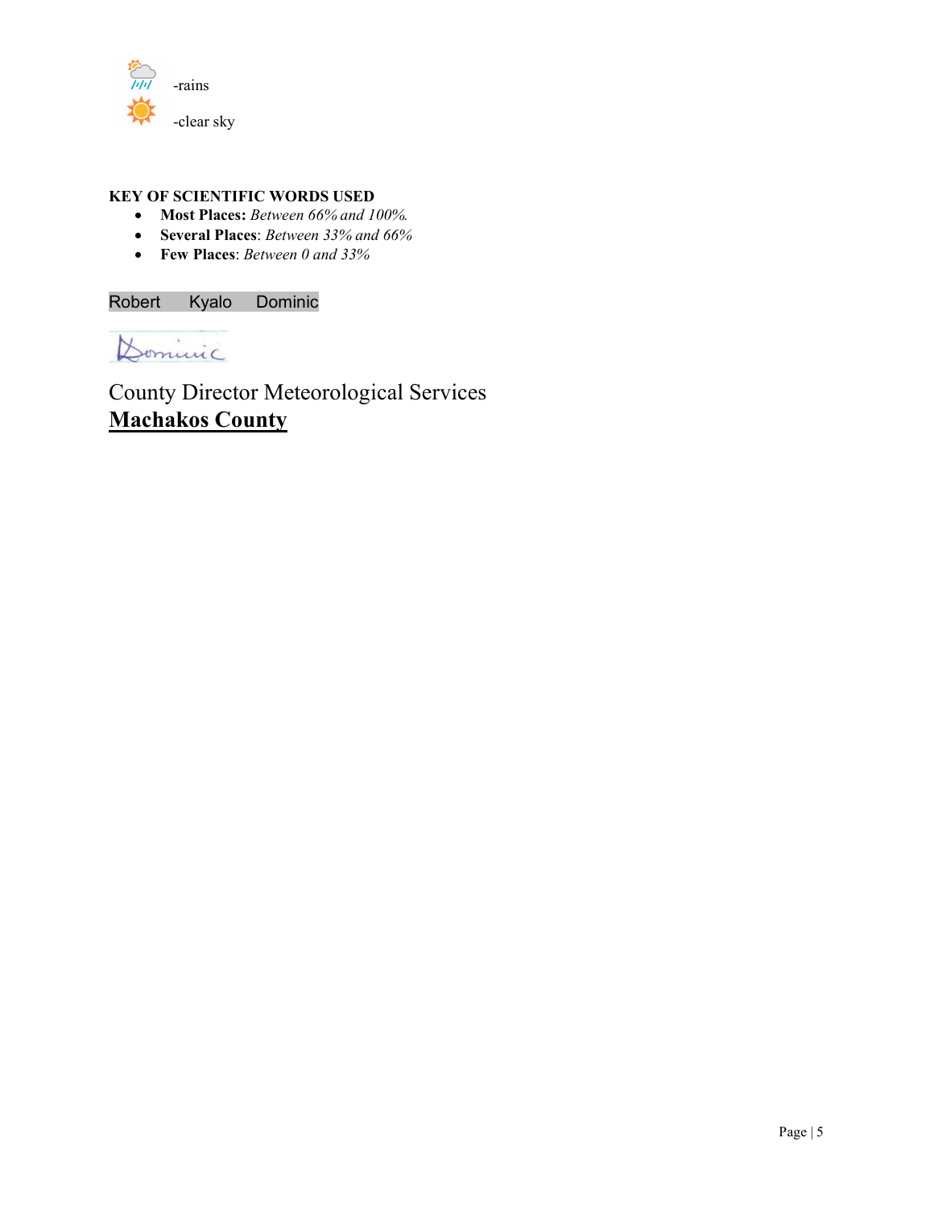-rains

-clear sky

**KEY OF SCIENTIFIC WORDS USED**

- **Most Places:** *Between 66% and 100%.*
- **Several Places**: *Between 33% and 66%*
- **Few Places**: *Between 0 and 33%*

Robert Kyalo Dominic

County Director Meteorological Services

**Machakos County**